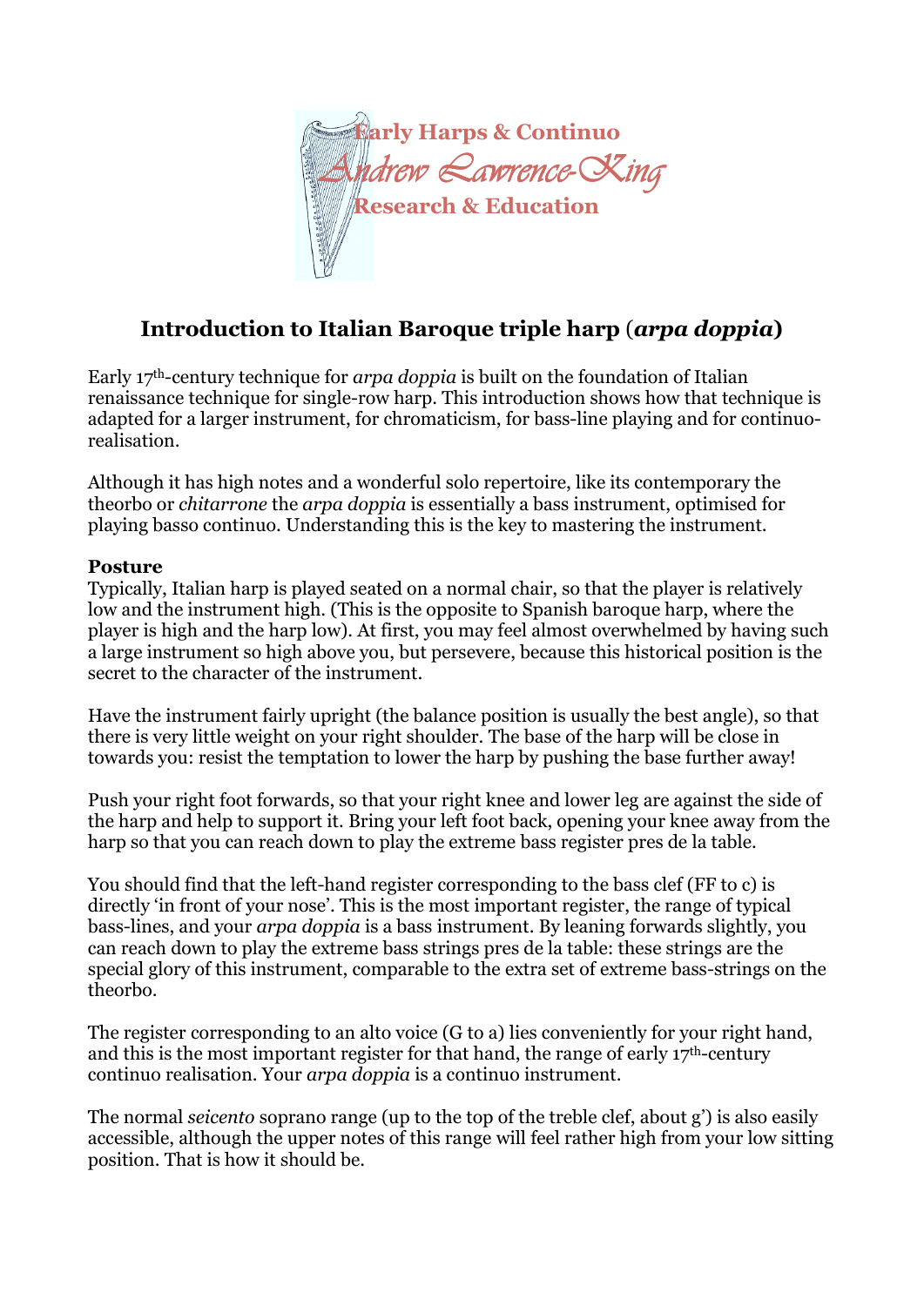**Early Harps & Continuo**

*Andrew Lawrence-King*

**Research & Education**

## Introduction to Italian Baroque triple harp (*arpa doppia*)

Early 17th-century technique for *arpa doppia* is built on the foundation of Italian renaissance technique for single-row harp. This introduction shows how that technique is adapted for a larger instrument, for chromaticism, for bass-line playing and for continuo-realisation.

Although it has high notes and a wonderful solo repertoire, like its contemporary the theorbo or *chitarrone* the *arpa doppia* is essentially a bass instrument, optimised for playing basso continuo. Understanding this is the key to mastering the instrument.

**Posture**

Typically, Italian harp is played seated on a normal chair, so that the player is relatively low and the instrument high. (This is the opposite to Spanish baroque harp, where the player is high and the harp low). At first, you may feel almost overwhelmed by having such a large instrument so high above you, but persevere, because this historical position is the secret to the character of the instrument.

Have the instrument fairly upright (the balance position is usually the best angle), so that there is very little weight on your right shoulder. The base of the harp will be close in towards you: resist the temptation to lower the harp by pushing the base further away!

Push your right foot forwards, so that your right knee and lower leg are against the side of the harp and help to support it. Bring your left foot back, opening your knee away from the harp so that you can reach down to play the extreme bass register pres de la table.

You should find that the left-hand register corresponding to the bass clef (FF to c) is directly 'in front of your nose'. This is the most important register, the range of typical bass-lines, and your *arpa doppia* is a bass instrument. By leaning forwards slightly, you can reach down to play the extreme bass strings pres de la table: these strings are the special glory of this instrument, comparable to the extra set of extreme bass-strings on the theorbo.

The register corresponding to an alto voice (G to a) lies conveniently for your right hand, and this is the most important register for that hand, the range of early 17th-century continuo realisation. Your *arpa doppia* is a continuo instrument.

The normal *seicento* soprano range (up to the top of the treble clef, about g') is also easily accessible, although the upper notes of this range will feel rather high from your low sitting position. That is how it should be.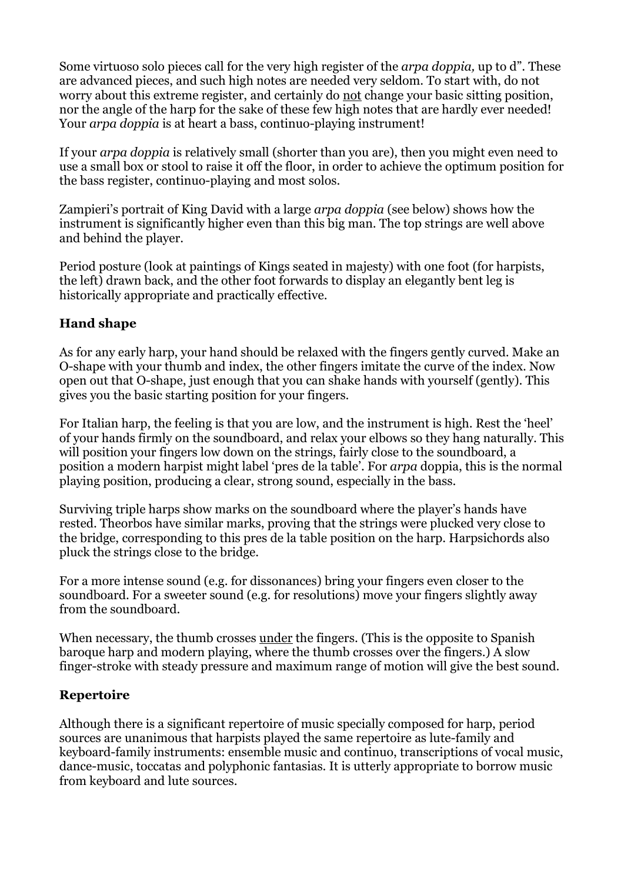Some virtuoso solo pieces call for the very high register of the *arpa doppia,* up to d". These are advanced pieces, and such high notes are needed very seldom. To start with, do not worry about this extreme register, and certainly do <u>not</u> change your basic sitting position, nor the angle of the harp for the sake of these few high notes that are hardly ever needed! Your *arpa doppia* is at heart a bass, continuo-playing instrument!

If your *arpa doppia* is relatively small (shorter than you are), then you might even need to use a small box or stool to raise it off the floor, in order to achieve the optimum position for the bass register, continuo-playing and most solos.

Zampieri's portrait of King David with a large *arpa doppia* (see below) shows how the instrument is significantly higher even than this big man. The top strings are well above and behind the player.

Period posture (look at paintings of Kings seated in majesty) with one foot (for harpists, the left) drawn back, and the other foot forwards to display an elegantly bent leg is historically appropriate and practically effective.

### Hand shape

As for any early harp, your hand should be relaxed with the fingers gently curved. Make an O-shape with your thumb and index, the other fingers imitate the curve of the index. Now open out that O-shape, just enough that you can shake hands with yourself (gently). This gives you the basic starting position for your fingers.

For Italian harp, the feeling is that you are low, and the instrument is high. Rest the 'heel' of your hands firmly on the soundboard, and relax your elbows so they hang naturally. This will position your fingers low down on the strings, fairly close to the soundboard, a position a modern harpist might label 'pres de la table'. For *arpa* doppia, this is the normal playing position, producing a clear, strong sound, especially in the bass.

Surviving triple harps show marks on the soundboard where the player's hands have rested. Theorbos have similar marks, proving that the strings were plucked very close to the bridge, corresponding to this pres de la table position on the harp. Harpsichords also pluck the strings close to the bridge.

For a more intense sound (e.g. for dissonances) bring your fingers even closer to the soundboard. For a sweeter sound (e.g. for resolutions) move your fingers slightly away from the soundboard.

When necessary, the thumb crosses <u>under</u> the fingers. (This is the opposite to Spanish baroque harp and modern playing, where the thumb crosses over the fingers.) A slow finger-stroke with steady pressure and maximum range of motion will give the best sound.

### Repertoire

Although there is a significant repertoire of music specially composed for harp, period sources are unanimous that harpists played the same repertoire as lute-family and keyboard-family instruments: ensemble music and continuo, transcriptions of vocal music, dance-music, toccatas and polyphonic fantasias. It is utterly appropriate to borrow music from keyboard and lute sources.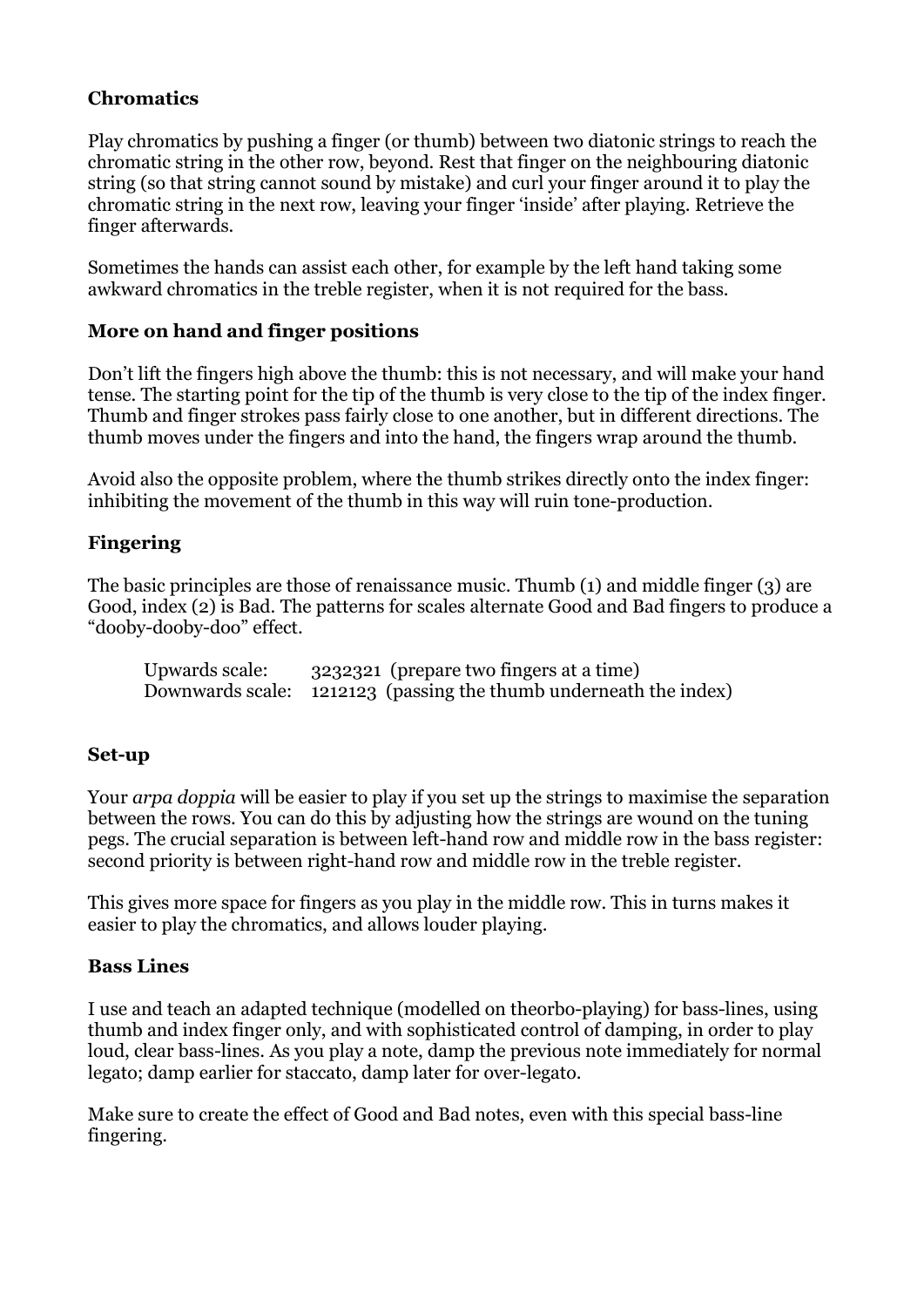### Chromatics

Play chromatics by pushing a finger (or thumb) between two diatonic strings to reach the chromatic string in the other row, beyond. Rest that finger on the neighbouring diatonic string (so that string cannot sound by mistake) and curl your finger around it to play the chromatic string in the next row, leaving your finger 'inside' after playing. Retrieve the finger afterwards.

Sometimes the hands can assist each other, for example by the left hand taking some awkward chromatics in the treble register, when it is not required for the bass.

### More on hand and finger positions

Don't lift the fingers high above the thumb: this is not necessary, and will make your hand tense. The starting point for the tip of the thumb is very close to the tip of the index finger. Thumb and finger strokes pass fairly close to one another, but in different directions. The thumb moves under the fingers and into the hand, the fingers wrap around the thumb.

Avoid also the opposite problem, where the thumb strikes directly onto the index finger: inhibiting the movement of the thumb in this way will ruin tone-production.

### Fingering

The basic principles are those of renaissance music. Thumb (1) and middle finger (3) are Good, index (2) is Bad. The patterns for scales alternate Good and Bad fingers to produce a "dooby-dooby-doo" effect.

Upwards scale: 3232321 (prepare two fingers at a time)
Downwards scale: 1212123 (passing the thumb underneath the index)

### Set-up

Your *arpa doppia* will be easier to play if you set up the strings to maximise the separation between the rows. You can do this by adjusting how the strings are wound on the tuning pegs. The crucial separation is between left-hand row and middle row in the bass register: second priority is between right-hand row and middle row in the treble register.

This gives more space for fingers as you play in the middle row. This in turns makes it easier to play the chromatics, and allows louder playing.

### Bass Lines

I use and teach an adapted technique (modelled on theorbo-playing) for bass-lines, using thumb and index finger only, and with sophisticated control of damping, in order to play loud, clear bass-lines. As you play a note, damp the previous note immediately for normal legato; damp earlier for staccato, damp later for over-legato.

Make sure to create the effect of Good and Bad notes, even with this special bass-line fingering.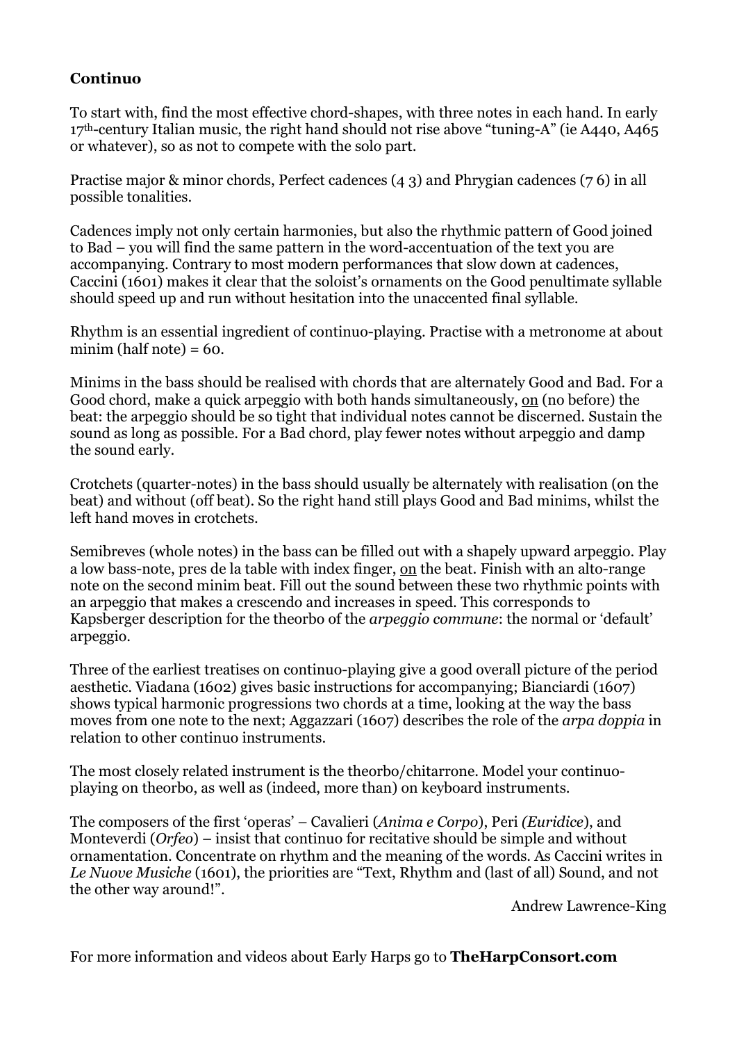**Continuo**

To start with, find the most effective chord-shapes, with three notes in each hand. In early 17th-century Italian music, the right hand should not rise above "tuning-A" (ie A440, A465 or whatever), so as not to compete with the solo part.

Practise major & minor chords, Perfect cadences (4 3) and Phrygian cadences (7 6) in all possible tonalities.

Cadences imply not only certain harmonies, but also the rhythmic pattern of Good joined to Bad – you will find the same pattern in the word-accentuation of the text you are accompanying. Contrary to most modern performances that slow down at cadences, Caccini (1601) makes it clear that the soloist's ornaments on the Good penultimate syllable should speed up and run without hesitation into the unaccented final syllable.

Rhythm is an essential ingredient of continuo-playing. Practise with a metronome at about minim (half note) = 60.

Minims in the bass should be realised with chords that are alternately Good and Bad. For a Good chord, make a quick arpeggio with both hands simultaneously, <u>on</u> (no before) the beat: the arpeggio should be so tight that individual notes cannot be discerned. Sustain the sound as long as possible. For a Bad chord, play fewer notes without arpeggio and damp the sound early.

Crotchets (quarter-notes) in the bass should usually be alternately with realisation (on the beat) and without (off beat). So the right hand still plays Good and Bad minims, whilst the left hand moves in crotchets.

Semibreves (whole notes) in the bass can be filled out with a shapely upward arpeggio. Play a low bass-note, pres de la table with index finger, <u>on</u> the beat. Finish with an alto-range note on the second minim beat. Fill out the sound between these two rhythmic points with an arpeggio that makes a crescendo and increases in speed. This corresponds to Kapsberger description for the theorbo of the *arpeggio commune*: the normal or 'default' arpeggio.

Three of the earliest treatises on continuo-playing give a good overall picture of the period aesthetic. Viadana (1602) gives basic instructions for accompanying; Bianciardi (1607) shows typical harmonic progressions two chords at a time, looking at the way the bass moves from one note to the next; Aggazzari (1607) describes the role of the *arpa doppia* in relation to other continuo instruments.

The most closely related instrument is the theorbo/chitarrone. Model your continuo-playing on theorbo, as well as (indeed, more than) on keyboard instruments.

The composers of the first 'operas' – Cavalieri (*Anima e Corpo*), Peri *(Euridice*), and Monteverdi (*Orfeo*) – insist that continuo for recitative should be simple and without ornamentation. Concentrate on rhythm and the meaning of the words. As Caccini writes in *Le Nuove Musiche* (1601), the priorities are "Text, Rhythm and (last of all) Sound, and not the other way around!".

Andrew Lawrence-King

For more information and videos about Early Harps go to **TheHarpConsort.com**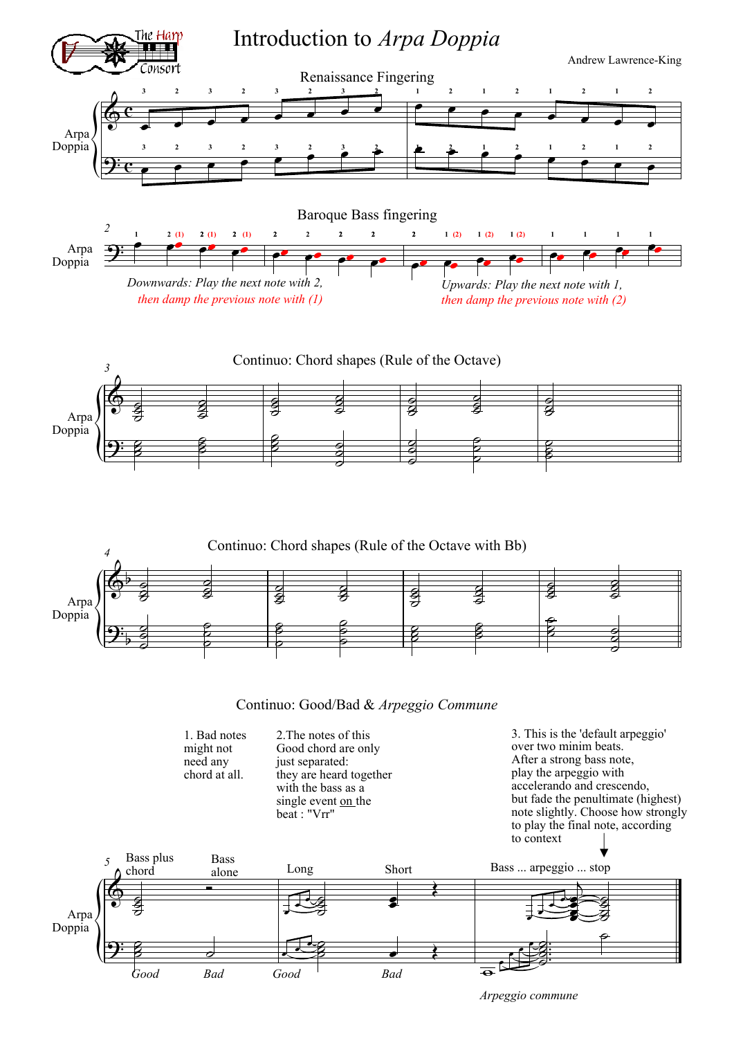# Introduction to *Arpa Doppia*

Andrew Lawrence-King

## Renaissance Fingering

## Baroque Bass fingering

*Downwards: Play the next note with 2, then damp the previous note with (1)*

*Upwards: Play the next note with 1, then damp the previous note with (2)*

## Continuo: Chord shapes (Rule of the Octave)

## Continuo: Chord shapes (Rule of the Octave with Bb)

## Continuo: Good/Bad & *Arpeggio Commune*

1. Bad notes might not need any chord at all.

2. The notes of this Good chord are only just separated: they are heard together with the bass as a single event on the beat : "Vrr"

3. This is the 'default arpeggio' over two minim beats. After a strong bass note, play the arpeggio with accelerando and crescendo, but fade the penultimate (highest) note slightly. Choose how strongly to play the final note, according to context

Bass plus chord — Bass alone — Long — Short — Bass ... arpeggio ... stop

*Good* — *Bad* — *Good* — *Bad*

*Arpeggio commune*